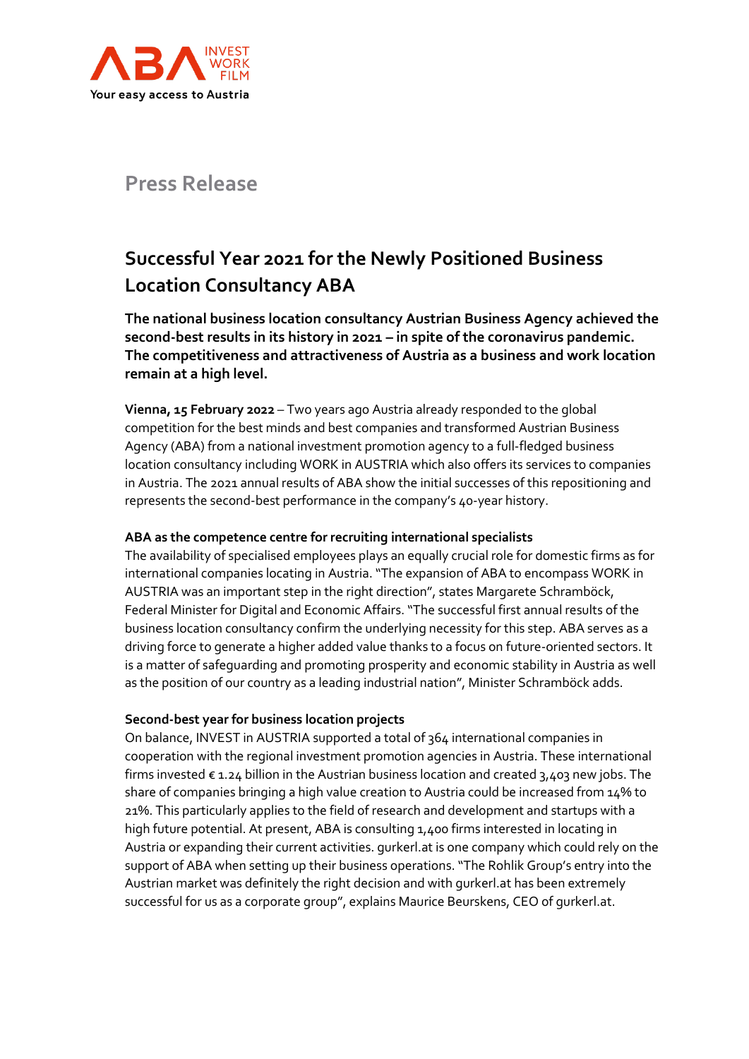ABA INVEST WORK FILM

Your easy access to Austria

# Press Release

## Successful Year 2021 for the Newly Positioned Business Location Consultancy ABA

**The national business location consultancy Austrian Business Agency achieved the second-best results in its history in 2021 – in spite of the coronavirus pandemic. The competitiveness and attractiveness of Austria as a business and work location remain at a high level.**

**Vienna, 15 February 2022** – Two years ago Austria already responded to the global competition for the best minds and best companies and transformed Austrian Business Agency (ABA) from a national investment promotion agency to a full-fledged business location consultancy including WORK in AUSTRIA which also offers its services to companies in Austria. The 2021 annual results of ABA show the initial successes of this repositioning and represents the second-best performance in the company's 40-year history.

### ABA as the competence centre for recruiting international specialists

The availability of specialised employees plays an equally crucial role for domestic firms as for international companies locating in Austria. "The expansion of ABA to encompass WORK in AUSTRIA was an important step in the right direction", states Margarete Schramböck, Federal Minister for Digital and Economic Affairs. "The successful first annual results of the business location consultancy confirm the underlying necessity for this step. ABA serves as a driving force to generate a higher added value thanks to a focus on future-oriented sectors. It is a matter of safeguarding and promoting prosperity and economic stability in Austria as well as the position of our country as a leading industrial nation", Minister Schramböck adds.

### Second-best year for business location projects

On balance, INVEST in AUSTRIA supported a total of 364 international companies in cooperation with the regional investment promotion agencies in Austria. These international firms invested € 1.24 billion in the Austrian business location and created 3,403 new jobs. The share of companies bringing a high value creation to Austria could be increased from 14% to 21%. This particularly applies to the field of research and development and startups with a high future potential. At present, ABA is consulting 1,400 firms interested in locating in Austria or expanding their current activities. gurkerl.at is one company which could rely on the support of ABA when setting up their business operations. "The Rohlik Group's entry into the Austrian market was definitely the right decision and with gurkerl.at has been extremely successful for us as a corporate group", explains Maurice Beurskens, CEO of gurkerl.at.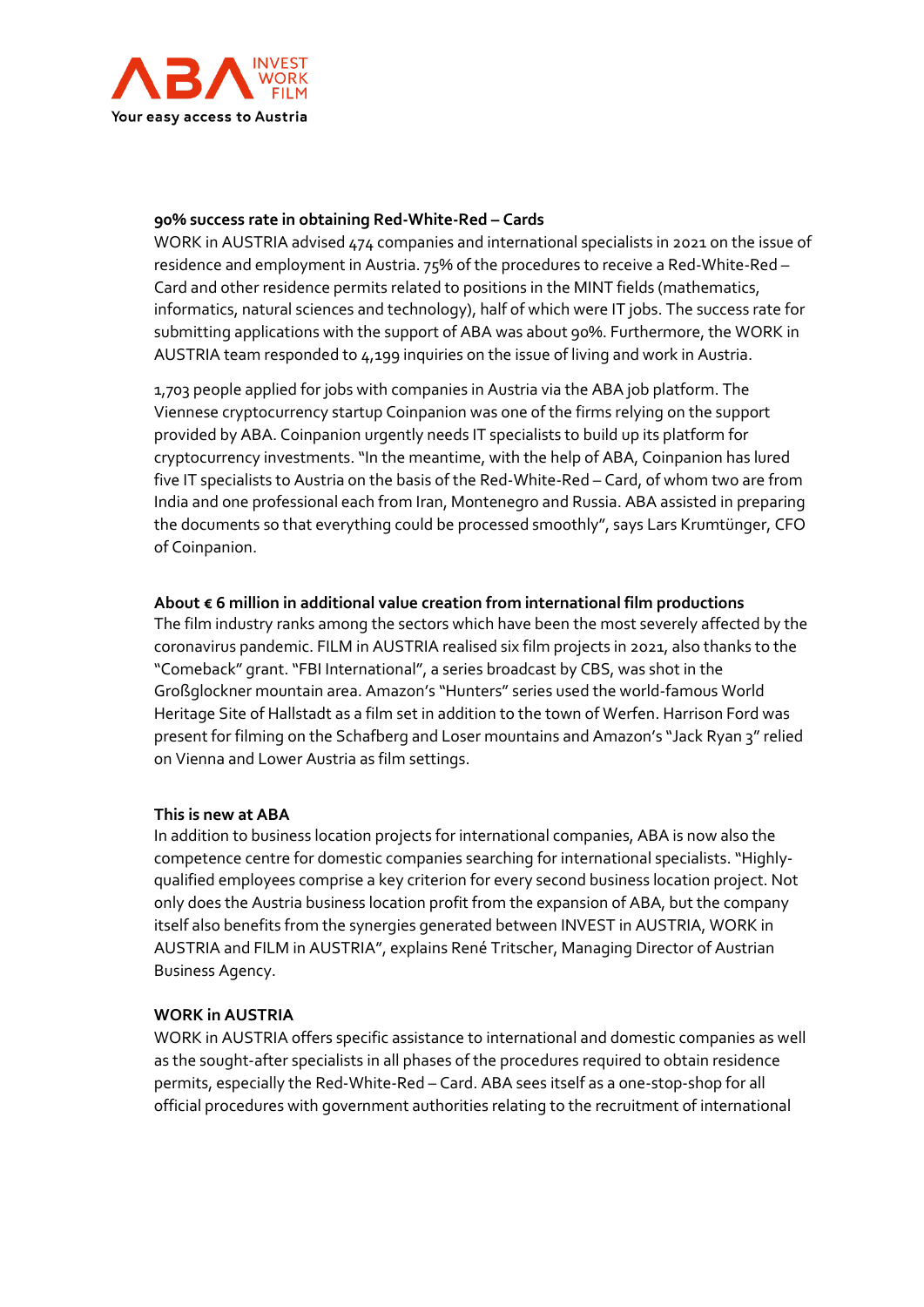**90% success rate in obtaining Red-White-Red – Cards**

WORK in AUSTRIA advised 474 companies and international specialists in 2021 on the issue of residence and employment in Austria. 75% of the procedures to receive a Red-White-Red – Card and other residence permits related to positions in the MINT fields (mathematics, informatics, natural sciences and technology), half of which were IT jobs. The success rate for submitting applications with the support of ABA was about 90%. Furthermore, the WORK in AUSTRIA team responded to 4,199 inquiries on the issue of living and work in Austria.

1,703 people applied for jobs with companies in Austria via the ABA job platform. The Viennese cryptocurrency startup Coinpanion was one of the firms relying on the support provided by ABA. Coinpanion urgently needs IT specialists to build up its platform for cryptocurrency investments. "In the meantime, with the help of ABA, Coinpanion has lured five IT specialists to Austria on the basis of the Red-White-Red – Card, of whom two are from India and one professional each from Iran, Montenegro and Russia. ABA assisted in preparing the documents so that everything could be processed smoothly", says Lars Krumtünger, CFO of Coinpanion.

**About € 6 million in additional value creation from international film productions**

The film industry ranks among the sectors which have been the most severely affected by the coronavirus pandemic. FILM in AUSTRIA realised six film projects in 2021, also thanks to the "Comeback" grant. "FBI International", a series broadcast by CBS, was shot in the Großglockner mountain area. Amazon's "Hunters" series used the world-famous World Heritage Site of Hallstadt as a film set in addition to the town of Werfen. Harrison Ford was present for filming on the Schafberg and Loser mountains and Amazon's "Jack Ryan 3" relied on Vienna and Lower Austria as film settings.

**This is new at ABA**

In addition to business location projects for international companies, ABA is now also the competence centre for domestic companies searching for international specialists. "Highly-qualified employees comprise a key criterion for every second business location project. Not only does the Austria business location profit from the expansion of ABA, but the company itself also benefits from the synergies generated between INVEST in AUSTRIA, WORK in AUSTRIA and FILM in AUSTRIA", explains René Tritscher, Managing Director of Austrian Business Agency.

**WORK in AUSTRIA**

WORK in AUSTRIA offers specific assistance to international and domestic companies as well as the sought-after specialists in all phases of the procedures required to obtain residence permits, especially the Red-White-Red – Card. ABA sees itself as a one-stop-shop for all official procedures with government authorities relating to the recruitment of international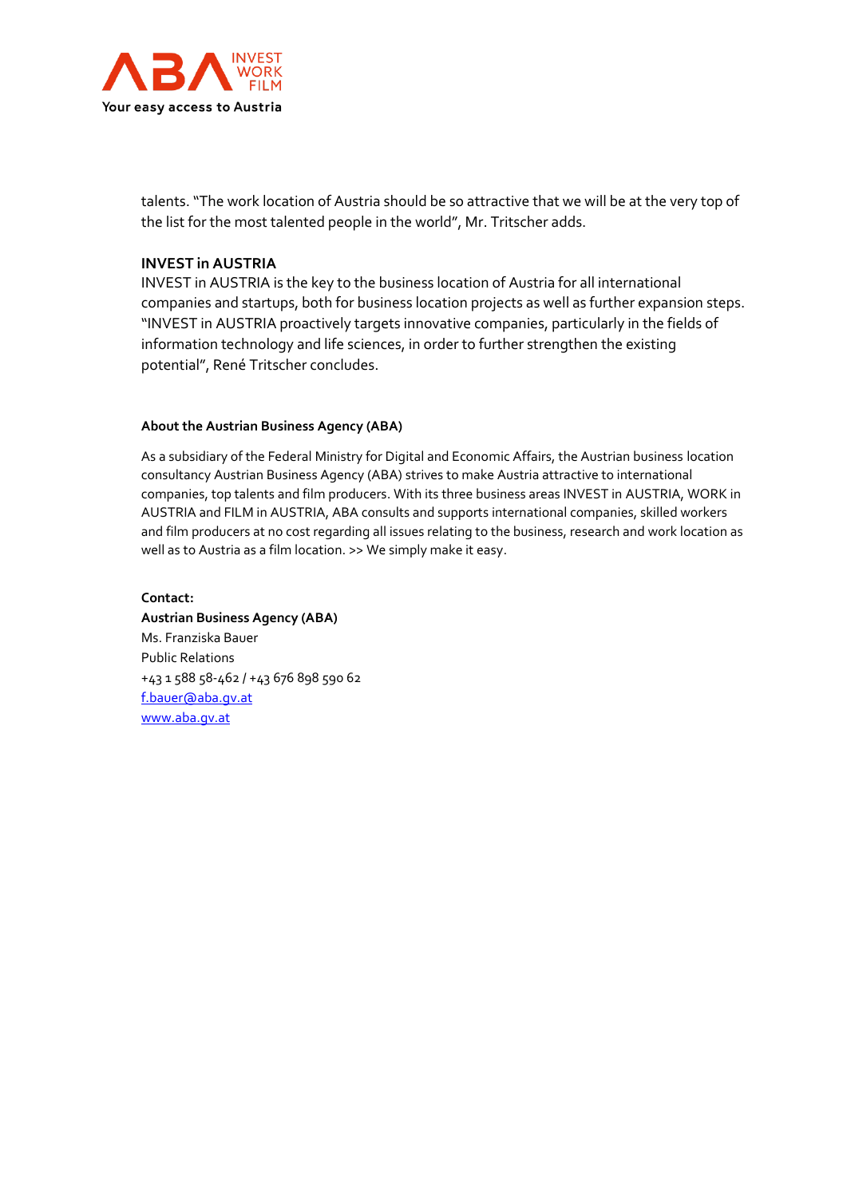talents. "The work location of Austria should be so attractive that we will be at the very top of the list for the most talented people in the world", Mr. Tritscher adds.

**INVEST in AUSTRIA**

INVEST in AUSTRIA is the key to the business location of Austria for all international companies and startups, both for business location projects as well as further expansion steps. "INVEST in AUSTRIA proactively targets innovative companies, particularly in the fields of information technology and life sciences, in order to further strengthen the existing potential", René Tritscher concludes.

**About the Austrian Business Agency (ABA)**

As a subsidiary of the Federal Ministry for Digital and Economic Affairs, the Austrian business location consultancy Austrian Business Agency (ABA) strives to make Austria attractive to international companies, top talents and film producers. With its three business areas INVEST in AUSTRIA, WORK in AUSTRIA and FILM in AUSTRIA, ABA consults and supports international companies, skilled workers and film producers at no cost regarding all issues relating to the business, research and work location as well as to Austria as a film location. >> We simply make it easy.

**Contact:**
**Austrian Business Agency (ABA)**
Ms. Franziska Bauer
Public Relations
+43 1 588 58-462 / +43 676 898 590 62
f.bauer@aba.gv.at
www.aba.gv.at